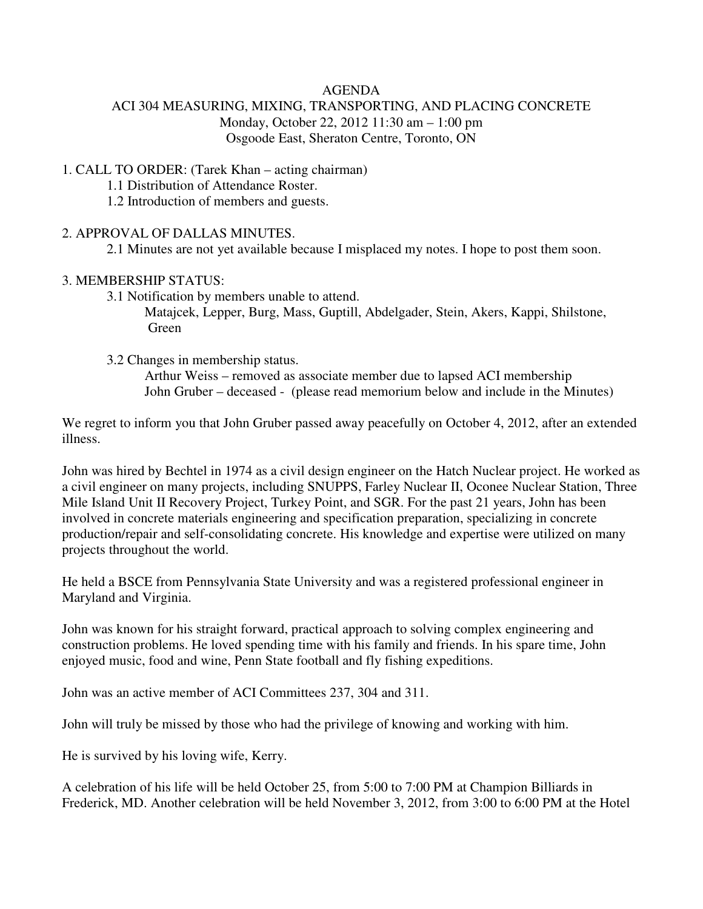# AGENDA

## ACI 304 MEASURING, MIXING, TRANSPORTING, AND PLACING CONCRETE

Monday, October 22, 2012 11:30 am – 1:00 pm
Osgoode East, Sheraton Centre, Toronto, ON

1. CALL TO ORDER: (Tarek Khan – acting chairman)
    - 1.1 Distribution of Attendance Roster.
    - 1.2 Introduction of members and guests.

2. APPROVAL OF DALLAS MINUTES.
    - 2.1 Minutes are not yet available because I misplaced my notes. I hope to post them soon.

3. MEMBERSHIP STATUS:
    - 3.1 Notification by members unable to attend.
      Matajcek, Lepper, Burg, Mass, Guptill, Abdelgader, Stein, Akers, Kappi, Shilstone, Green
    - 3.2 Changes in membership status.
      Arthur Weiss – removed as associate member due to lapsed ACI membership
      John Gruber – deceased - (please read memorium below and include in the Minutes)

We regret to inform you that John Gruber passed away peacefully on October 4, 2012, after an extended illness.

John was hired by Bechtel in 1974 as a civil design engineer on the Hatch Nuclear project. He worked as a civil engineer on many projects, including SNUPPS, Farley Nuclear II, Oconee Nuclear Station, Three Mile Island Unit II Recovery Project, Turkey Point, and SGR. For the past 21 years, John has been involved in concrete materials engineering and specification preparation, specializing in concrete production/repair and self-consolidating concrete. His knowledge and expertise were utilized on many projects throughout the world.

He held a BSCE from Pennsylvania State University and was a registered professional engineer in Maryland and Virginia.

John was known for his straight forward, practical approach to solving complex engineering and construction problems. He loved spending time with his family and friends. In his spare time, John enjoyed music, food and wine, Penn State football and fly fishing expeditions.

John was an active member of ACI Committees 237, 304 and 311.

John will truly be missed by those who had the privilege of knowing and working with him.

He is survived by his loving wife, Kerry.

A celebration of his life will be held October 25, from 5:00 to 7:00 PM at Champion Billiards in Frederick, MD. Another celebration will be held November 3, 2012, from 3:00 to 6:00 PM at the Hotel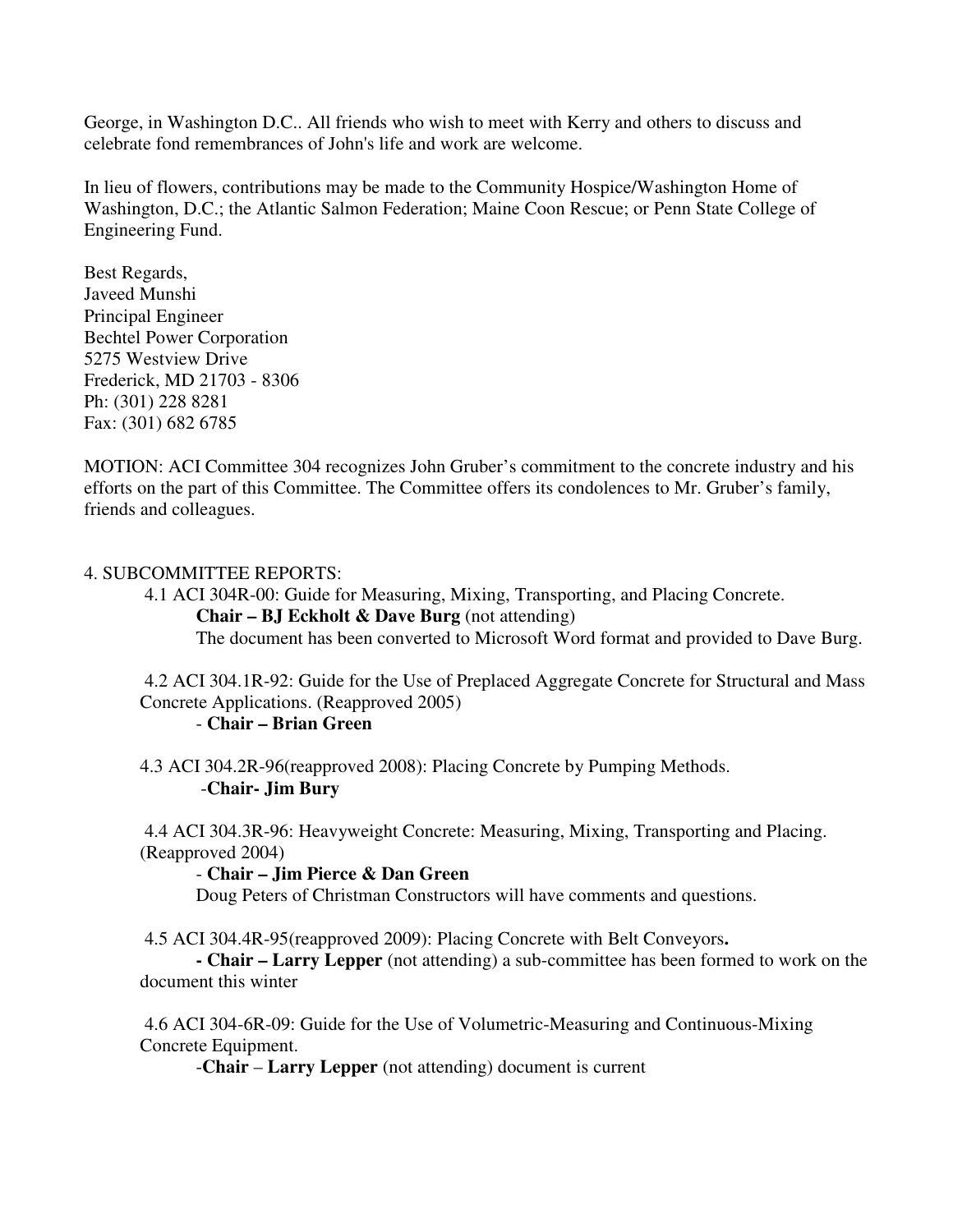George, in Washington D.C.. All friends who wish to meet with Kerry and others to discuss and celebrate fond remembrances of John's life and work are welcome.

In lieu of flowers, contributions may be made to the Community Hospice/Washington Home of Washington, D.C.; the Atlantic Salmon Federation; Maine Coon Rescue; or Penn State College of Engineering Fund.

Best Regards,
Javeed Munshi
Principal Engineer
Bechtel Power Corporation
5275 Westview Drive
Frederick, MD 21703 - 8306
Ph: (301) 228 8281
Fax: (301) 682 6785

MOTION: ACI Committee 304 recognizes John Gruber's commitment to the concrete industry and his efforts on the part of this Committee. The Committee offers its condolences to Mr. Gruber's family, friends and colleagues.

4. SUBCOMMITTEE REPORTS:

4.1 ACI 304R-00: Guide for Measuring, Mixing, Transporting, and Placing Concrete.
**Chair – BJ Eckholt & Dave Burg** (not attending)
The document has been converted to Microsoft Word format and provided to Dave Burg.

4.2 ACI 304.1R-92: Guide for the Use of Preplaced Aggregate Concrete for Structural and Mass Concrete Applications. (Reapproved 2005)
- **Chair – Brian Green**

4.3 ACI 304.2R-96(reapproved 2008): Placing Concrete by Pumping Methods.
-**Chair- Jim Bury**

4.4 ACI 304.3R-96: Heavyweight Concrete: Measuring, Mixing, Transporting and Placing. (Reapproved 2004)
- **Chair – Jim Pierce & Dan Green**
Doug Peters of Christman Constructors will have comments and questions.

4.5 ACI 304.4R-95(reapproved 2009): Placing Concrete with Belt Conveyors**.**
**- Chair – Larry Lepper** (not attending) a sub-committee has been formed to work on the document this winter

4.6 ACI 304-6R-09: Guide for the Use of Volumetric-Measuring and Continuous-Mixing Concrete Equipment.
-**Chair** – **Larry Lepper** (not attending) document is current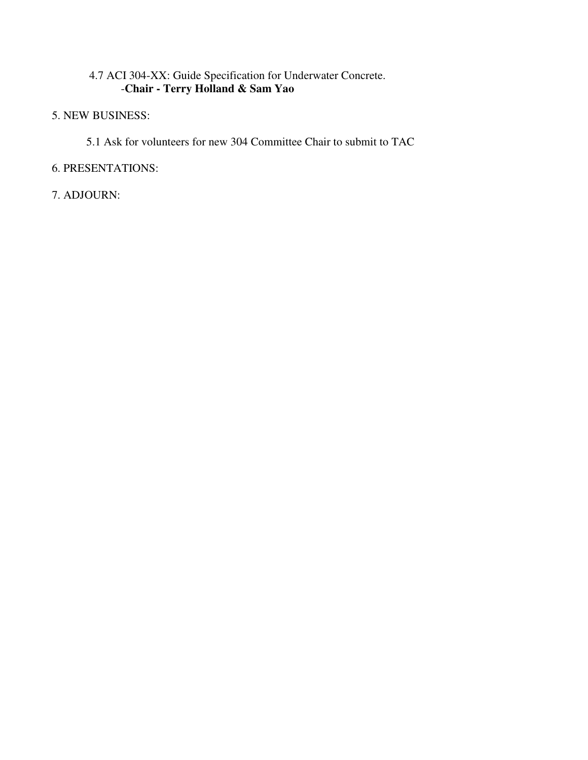4.7 ACI 304-XX: Guide Specification for Underwater Concrete.
-**Chair - Terry Holland & Sam Yao**

5. NEW BUSINESS:

5.1 Ask for volunteers for new 304 Committee Chair to submit to TAC

6. PRESENTATIONS:

7. ADJOURN: